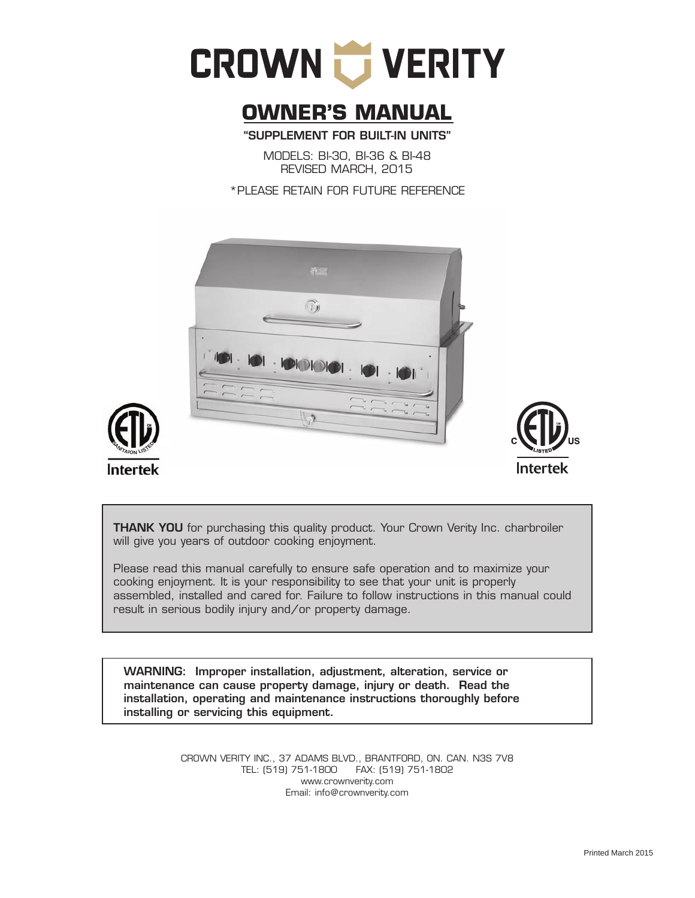# CROWN VERITY

## OWNER'S MANUAL

**"SUPPLEMENT FOR BUILT-IN UNITS"**

MODELS: BI-30, BI-36 & BI-48
REVISED MARCH, 2015

*PLEASE RETAIN FOR FUTURE REFERENCE

Intertek

Intertek

**THANK YOU** for purchasing this quality product. Your Crown Verity Inc. charbroiler will give you years of outdoor cooking enjoyment.

Please read this manual carefully to ensure safe operation and to maximize your cooking enjoyment. It is your responsibility to see that your unit is properly assembled, installed and cared for. Failure to follow instructions in this manual could result in serious bodily injury and/or property damage.

**WARNING: Improper installation, adjustment, alteration, service or maintenance can cause property damage, injury or death. Read the installation, operating and maintenance instructions thoroughly before installing or servicing this equipment.**

CROWN VERITY INC., 37 ADAMS BLVD., BRANTFORD, ON. CAN. N3S 7V8
TEL: (519) 751-1800 FAX: (519) 751-1802
www.crownverity.com
Email: info@crownverity.com

Printed March 2015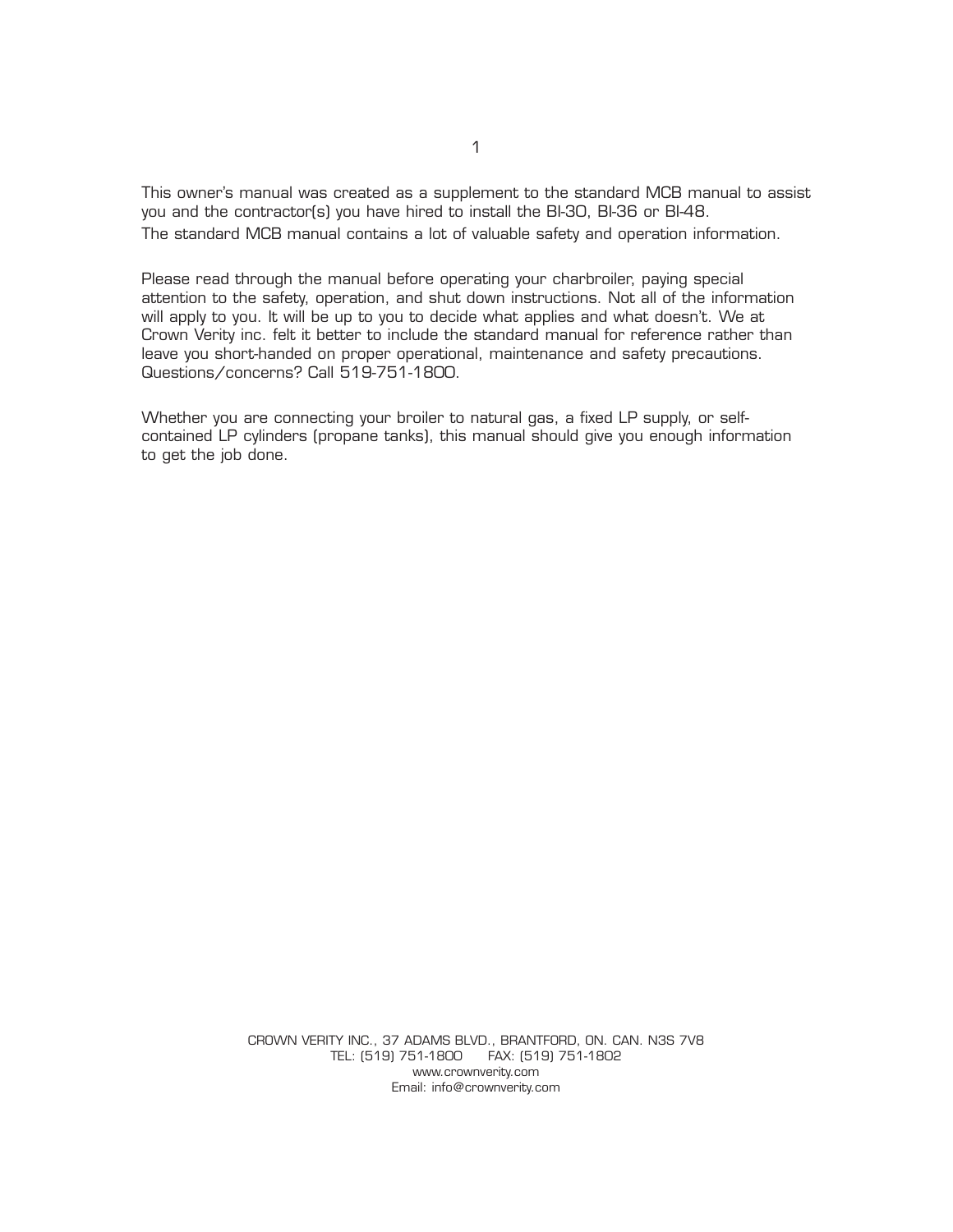This owner's manual was created as a supplement to the standard MCB manual to assist you and the contractor(s) you have hired to install the BI-30, BI-36 or BI-48.
The standard MCB manual contains a lot of valuable safety and operation information.

Please read through the manual before operating your charbroiler, paying special attention to the safety, operation, and shut down instructions. Not all of the information will apply to you. It will be up to you to decide what applies and what doesn't. We at Crown Verity inc. felt it better to include the standard manual for reference rather than leave you short-handed on proper operational, maintenance and safety precautions. Questions/concerns? Call 519-751-1800.

Whether you are connecting your broiler to natural gas, a fixed LP supply, or self-contained LP cylinders (propane tanks), this manual should give you enough information to get the job done.

CROWN VERITY INC., 37 ADAMS BLVD., BRANTFORD, ON. CAN. N3S 7V8
TEL: (519) 751-1800 FAX: (519) 751-1802
www.crownverity.com
Email: info@crownverity.com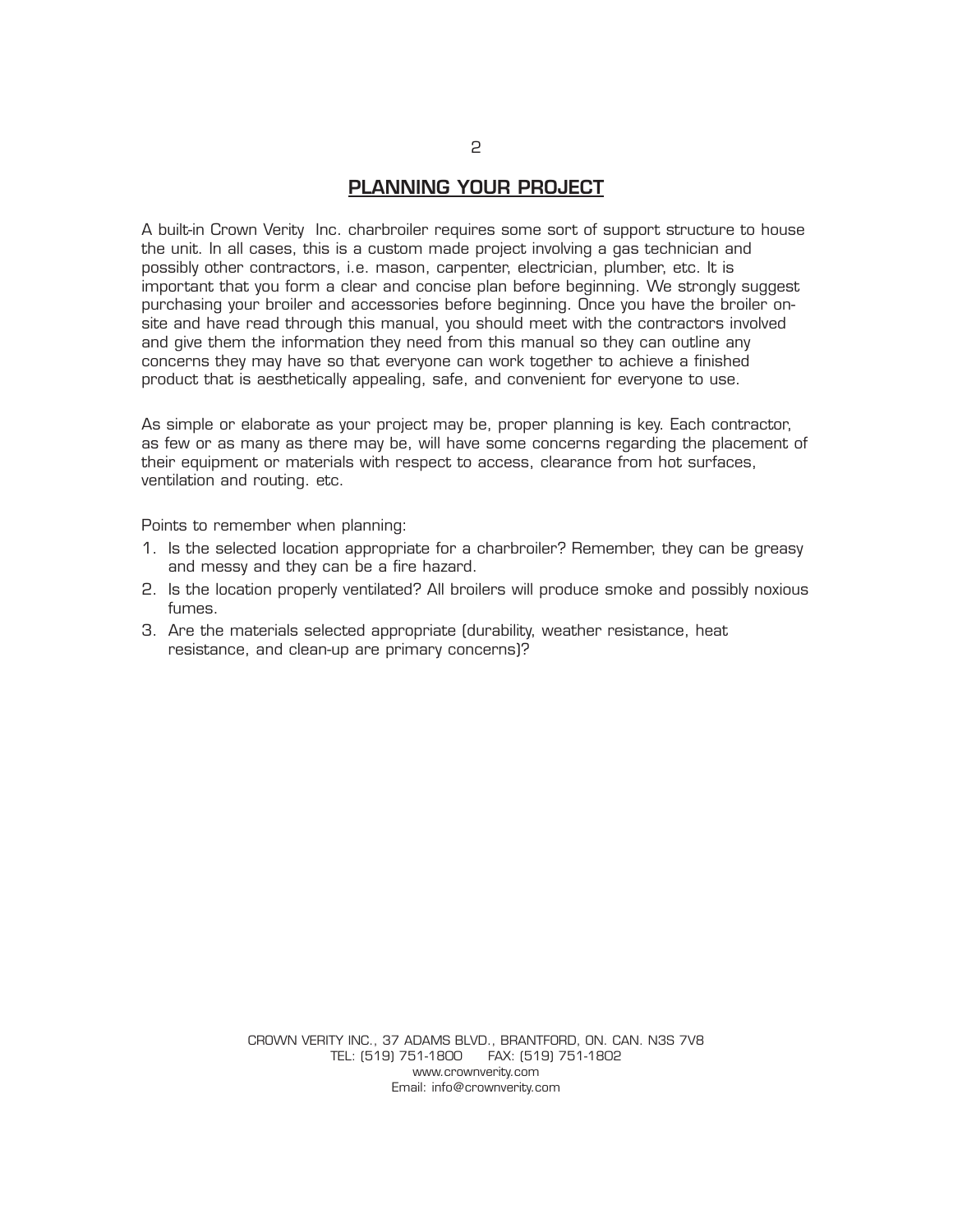## PLANNING YOUR PROJECT

A built-in Crown Verity Inc. charbroiler requires some sort of support structure to house the unit. In all cases, this is a custom made project involving a gas technician and possibly other contractors, i.e. mason, carpenter, electrician, plumber, etc. It is important that you form a clear and concise plan before beginning. We strongly suggest purchasing your broiler and accessories before beginning. Once you have the broiler on-site and have read through this manual, you should meet with the contractors involved and give them the information they need from this manual so they can outline any concerns they may have so that everyone can work together to achieve a finished product that is aesthetically appealing, safe, and convenient for everyone to use.

As simple or elaborate as your project may be, proper planning is key. Each contractor, as few or as many as there may be, will have some concerns regarding the placement of their equipment or materials with respect to access, clearance from hot surfaces, ventilation and routing. etc.

Points to remember when planning:

1. Is the selected location appropriate for a charbroiler? Remember, they can be greasy and messy and they can be a fire hazard.
2. Is the location properly ventilated? All broilers will produce smoke and possibly noxious fumes.
3. Are the materials selected appropriate (durability, weather resistance, heat resistance, and clean-up are primary concerns)?

CROWN VERITY INC., 37 ADAMS BLVD., BRANTFORD, ON. CAN. N3S 7V8
TEL: (519) 751-1800 FAX: (519) 751-1802
www.crownverity.com
Email: info@crownverity.com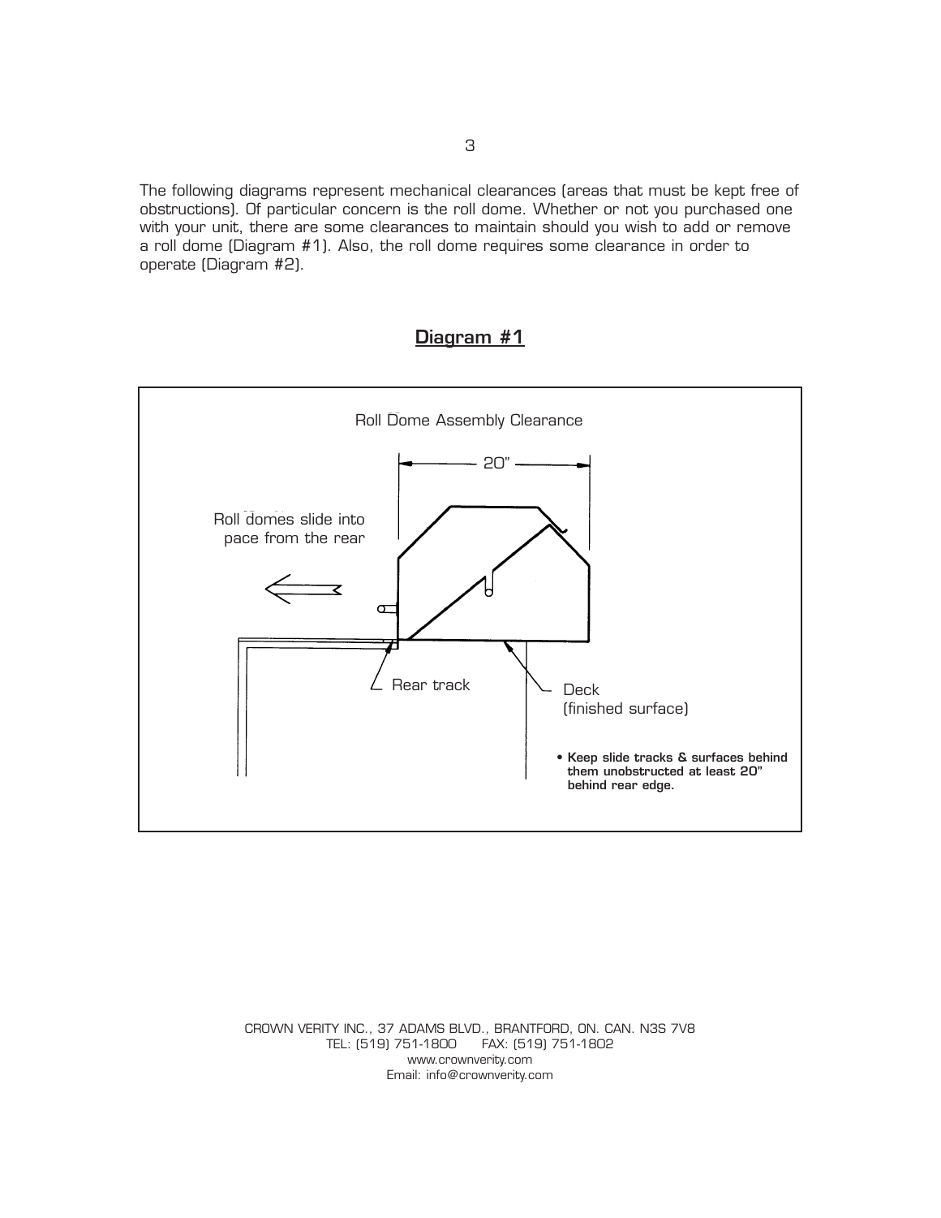The following diagrams represent mechanical clearances (areas that must be kept free of obstructions). Of particular concern is the roll dome. Whether or not you purchased one with your unit, there are some clearances to maintain should you wish to add or remove a roll dome (Diagram #1). Also, the roll dome requires some clearance in order to operate (Diagram #2).

## Diagram #1

Roll Dome Assembly Clearance

20"

Roll domes slide into pace from the rear

Rear track

Deck (finished surface)

- **Keep slide tracks & surfaces behind them unobstructed at least 20" behind rear edge.**

CROWN VERITY INC., 37 ADAMS BLVD., BRANTFORD, ON. CAN. N3S 7V8
TEL: (519) 751-1800 FAX: (519) 751-1802
www.crownverity.com
Email: info@crownverity.com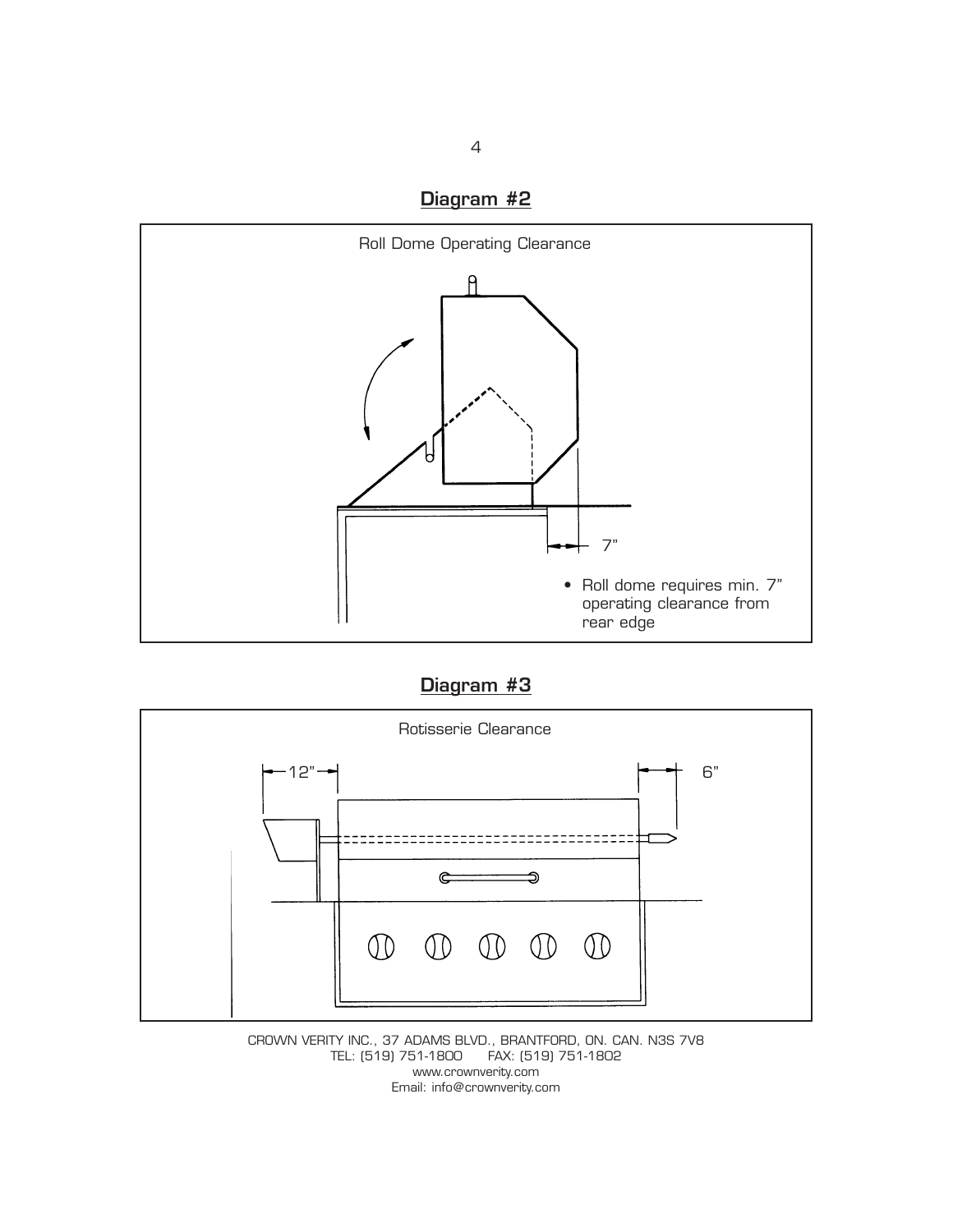## Diagram #2

Roll Dome Operating Clearance

7"

- Roll dome requires min. 7" operating clearance from rear edge

## Diagram #3

Rotisserie Clearance

12"

6"

CROWN VERITY INC., 37 ADAMS BLVD., BRANTFORD, ON. CAN. N3S 7V8
TEL: (519) 751-1800 FAX: (519) 751-1802
www.crownverity.com
Email: info@crownverity.com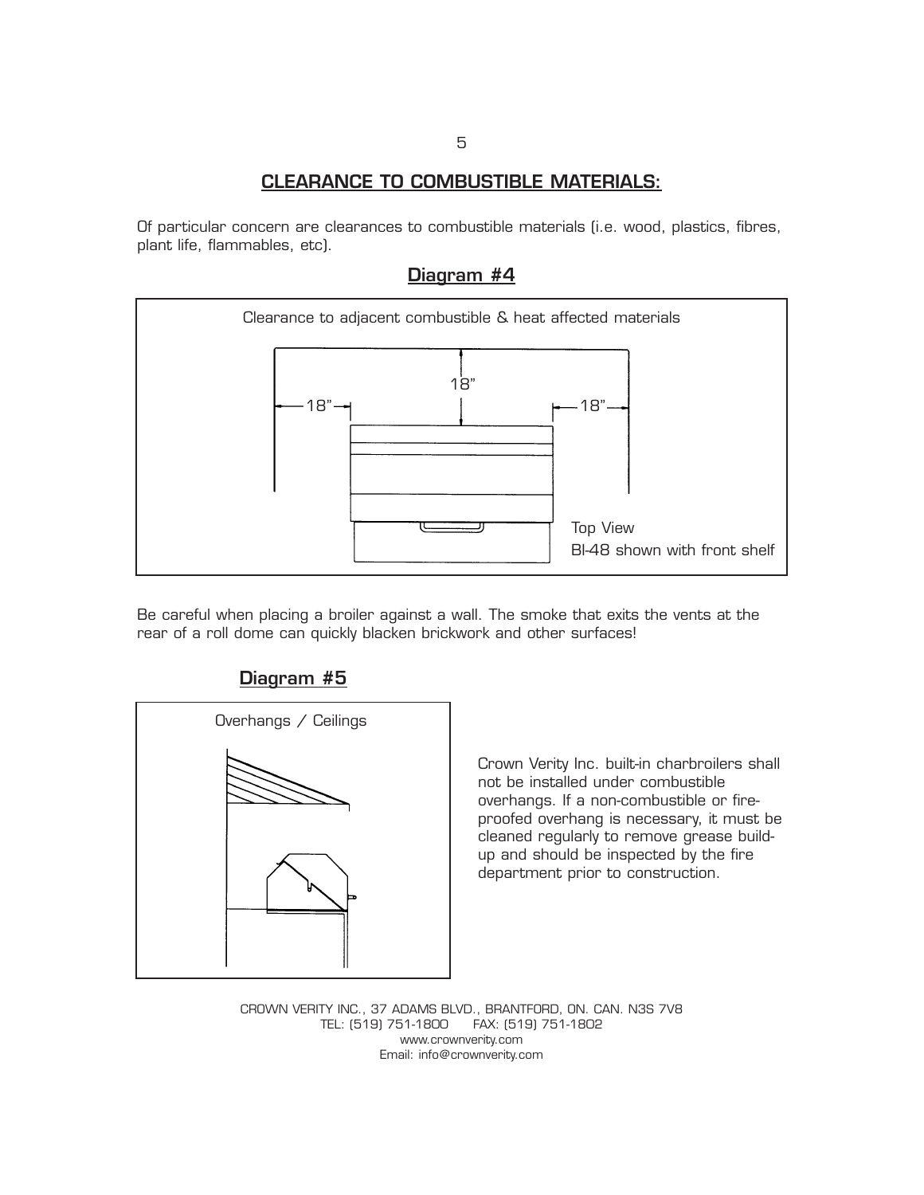## CLEARANCE TO COMBUSTIBLE MATERIALS:

Of particular concern are clearances to combustible materials (i.e. wood, plastics, fibres, plant life, flammables, etc).

### Diagram #4

Clearance to adjacent combustible & heat affected materials

18"

18" 18"

Top View
BI-48 shown with front shelf

Be careful when placing a broiler against a wall. The smoke that exits the vents at the rear of a roll dome can quickly blacken brickwork and other surfaces!

### Diagram #5

Overhangs / Ceilings

Crown Verity Inc. built-in charbroilers shall not be installed under combustible overhangs. If a non-combustible or fire-proofed overhang is necessary, it must be cleaned regularly to remove grease build-up and should be inspected by the fire department prior to construction.

CROWN VERITY INC., 37 ADAMS BLVD., BRANTFORD, ON. CAN. N3S 7V8
TEL: (519) 751-1800 FAX: (519) 751-1802
www.crownverity.com
Email: info@crownverity.com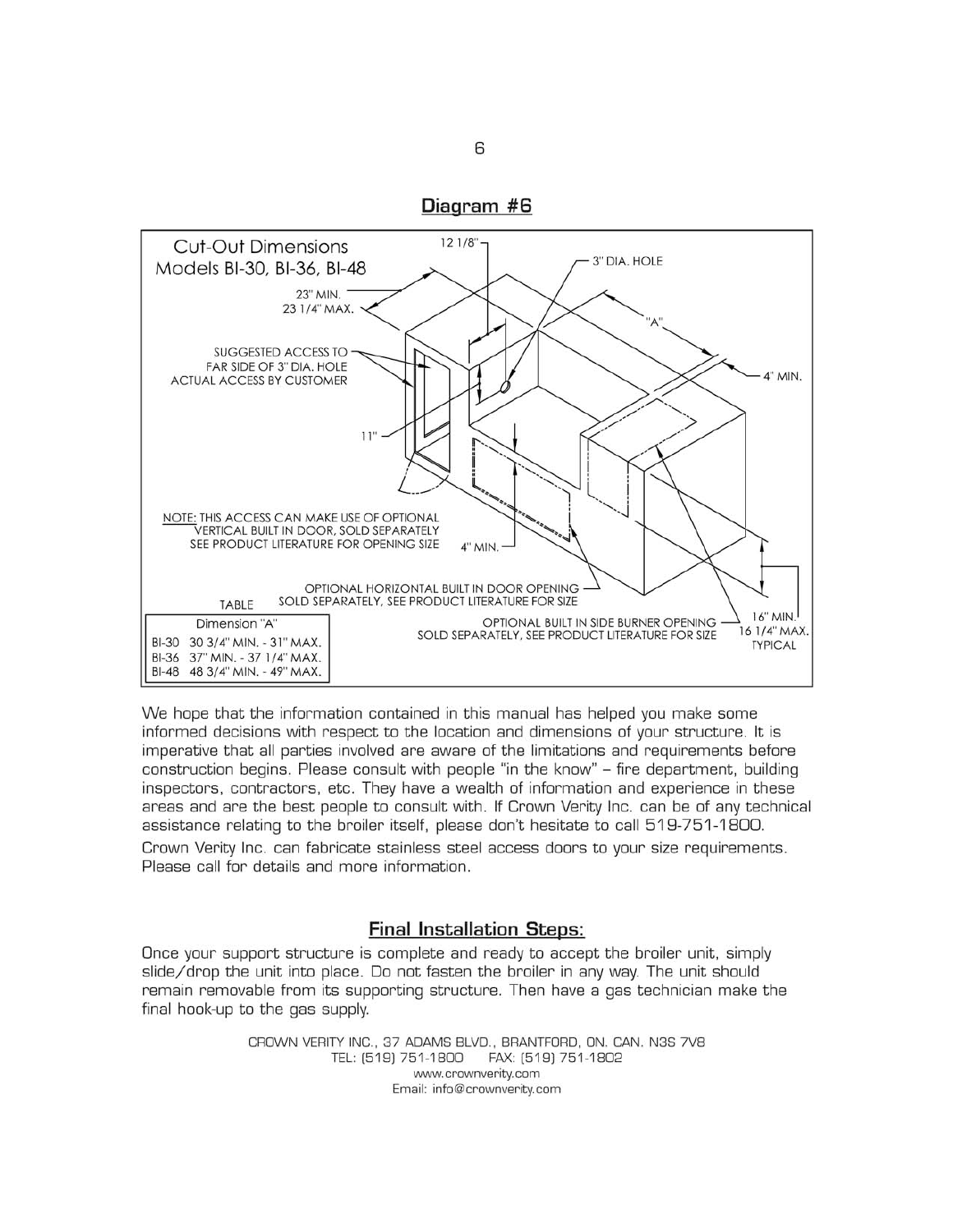## Diagram #6

Cut-Out Dimensions
Models BI-30, BI-36, BI-48

12 1/8"

3" DIA. HOLE

23" MIN.
23 1/4" MAX.

"A"

SUGGESTED ACCESS TO FAR SIDE OF 3" DIA. HOLE
ACTUAL ACCESS BY CUSTOMER

4" MIN.

11"

NOTE: THIS ACCESS CAN MAKE USE OF OPTIONAL VERTICAL BUILT IN DOOR, SOLD SEPARATELY
SEE PRODUCT LITERATURE FOR OPENING SIZE

4" MIN.

OPTIONAL HORIZONTAL BUILT IN DOOR OPENING
SOLD SEPARATELY, SEE PRODUCT LITERATURE FOR SIZE

OPTIONAL BUILT IN SIDE BURNER OPENING
SOLD SEPARATELY, SEE PRODUCT LITERATURE FOR SIZE

16" MIN.
16 1/4" MAX.
TYPICAL

TABLE

| Model | Dimension "A" |
|---|---|
| BI-30 | 30 3/4" MIN. - 31" MAX. |
| BI-36 | 37" MIN. - 37 1/4" MAX. |
| BI-48 | 48 3/4" MIN. - 49" MAX. |

We hope that the information contained in this manual has helped you make some informed decisions with respect to the location and dimensions of your structure. It is imperative that all parties involved are aware of the limitations and requirements before construction begins. Please consult with people "in the know" – fire department, building inspectors, contractors, etc. They have a wealth of information and experience in these areas and are the best people to consult with. If Crown Verity Inc. can be of any technical assistance relating to the broiler itself, please don't hesitate to call 519-751-1800.

Crown Verity Inc. can fabricate stainless steel access doors to your size requirements. Please call for details and more information.

## Final Installation Steps:

Once your support structure is complete and ready to accept the broiler unit, simply slide/drop the unit into place. Do not fasten the broiler in any way. The unit should remain removable from its supporting structure. Then have a gas technician make the final hook-up to the gas supply.

CROWN VERITY INC., 37 ADAMS BLVD., BRANTFORD, ON. CAN. N3S 7V8
TEL: (519) 751-1800 FAX: (519) 751-1802
www.crownverity.com
Email: info@crownverity.com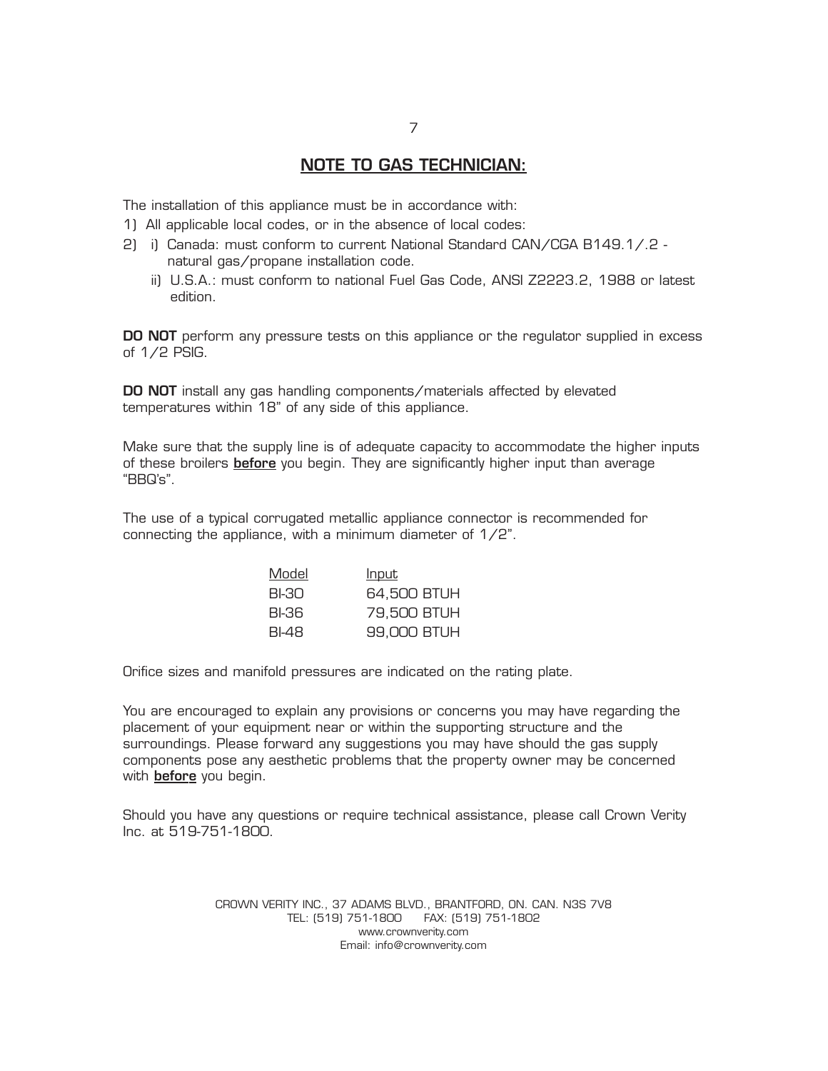## NOTE TO GAS TECHNICIAN:

The installation of this appliance must be in accordance with:

1) All applicable local codes, or in the absence of local codes:
2) i) Canada: must conform to current National Standard CAN/CGA B149.1/.2 - natural gas/propane installation code.

   ii) U.S.A.: must conform to national Fuel Gas Code, ANSI Z2223.2, 1988 or latest edition.

**DO NOT** perform any pressure tests on this appliance or the regulator supplied in excess of 1/2 PSIG.

**DO NOT** install any gas handling components/materials affected by elevated temperatures within 18" of any side of this appliance.

Make sure that the supply line is of adequate capacity to accommodate the higher inputs of these broilers **before** you begin. They are significantly higher input than average "BBQ's".

The use of a typical corrugated metallic appliance connector is recommended for connecting the appliance, with a minimum diameter of 1/2".

| Model | Input |
|---|---|
| BI-30 | 64,500 BTUH |
| BI-36 | 79,500 BTUH |
| BI-48 | 99,000 BTUH |

Orifice sizes and manifold pressures are indicated on the rating plate.

You are encouraged to explain any provisions or concerns you may have regarding the placement of your equipment near or within the supporting structure and the surroundings. Please forward any suggestions you may have should the gas supply components pose any aesthetic problems that the property owner may be concerned with **before** you begin.

Should you have any questions or require technical assistance, please call Crown Verity Inc. at 519-751-1800.

CROWN VERITY INC., 37 ADAMS BLVD., BRANTFORD, ON. CAN. N3S 7V8
TEL: (519) 751-1800 FAX: (519) 751-1802
www.crownverity.com
Email: info@crownverity.com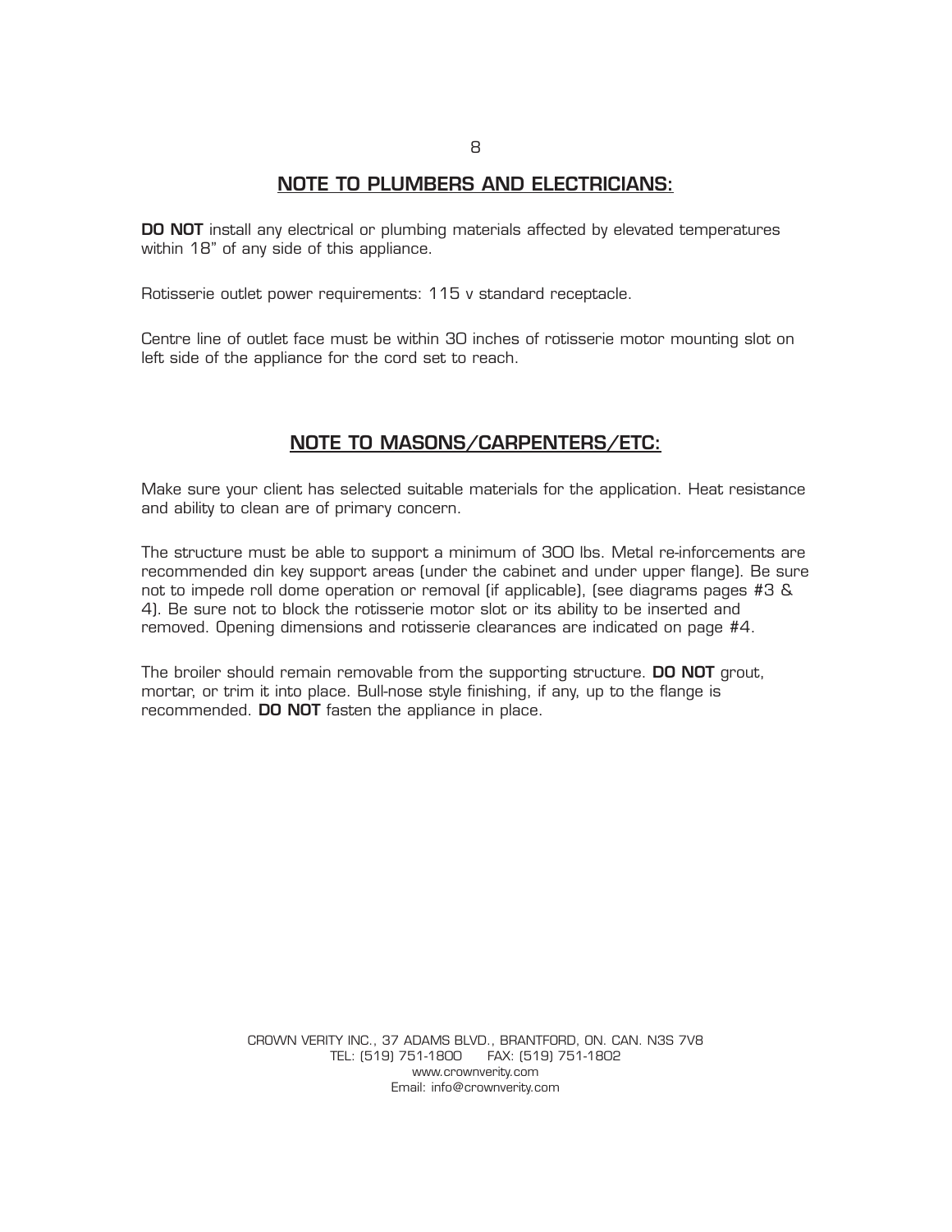## NOTE TO PLUMBERS AND ELECTRICIANS:

**DO NOT** install any electrical or plumbing materials affected by elevated temperatures within 18" of any side of this appliance.

Rotisserie outlet power requirements: 115 v standard receptacle.

Centre line of outlet face must be within 30 inches of rotisserie motor mounting slot on left side of the appliance for the cord set to reach.

## NOTE TO MASONS/CARPENTERS/ETC:

Make sure your client has selected suitable materials for the application. Heat resistance and ability to clean are of primary concern.

The structure must be able to support a minimum of 300 lbs. Metal re-inforcements are recommended din key support areas (under the cabinet and under upper flange). Be sure not to impede roll dome operation or removal (if applicable), (see diagrams pages #3 & 4). Be sure not to block the rotisserie motor slot or its ability to be inserted and removed. Opening dimensions and rotisserie clearances are indicated on page #4.

The broiler should remain removable from the supporting structure. **DO NOT** grout, mortar, or trim it into place. Bull-nose style finishing, if any, up to the flange is recommended. **DO NOT** fasten the appliance in place.

CROWN VERITY INC., 37 ADAMS BLVD., BRANTFORD, ON. CAN. N3S 7V8
TEL: (519) 751-1800 FAX: (519) 751-1802
www.crownverity.com
Email: info@crownverity.com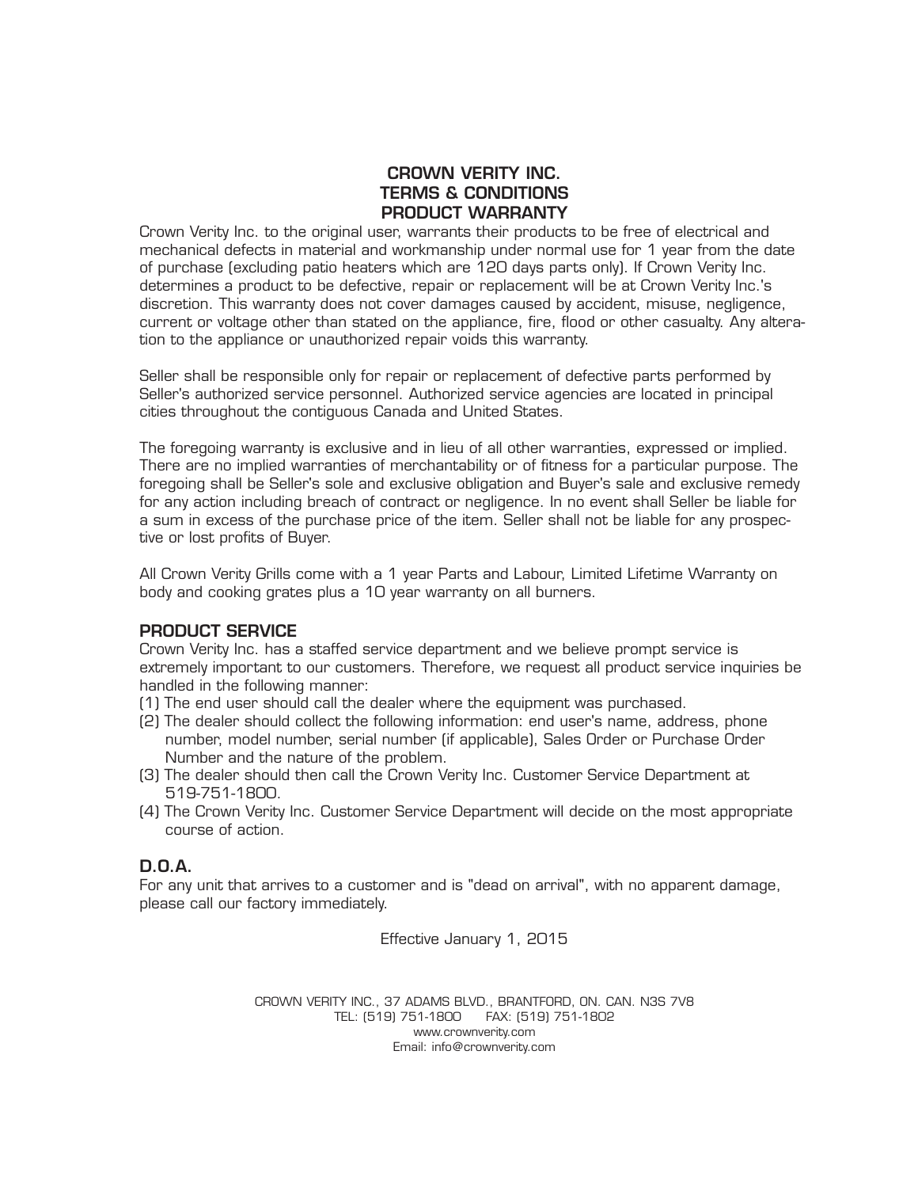# CROWN VERITY INC.
# TERMS & CONDITIONS
# PRODUCT WARRANTY

Crown Verity Inc. to the original user, warrants their products to be free of electrical and mechanical defects in material and workmanship under normal use for 1 year from the date of purchase (excluding patio heaters which are 120 days parts only). If Crown Verity Inc. determines a product to be defective, repair or replacement will be at Crown Verity Inc.'s discretion. This warranty does not cover damages caused by accident, misuse, negligence, current or voltage other than stated on the appliance, fire, flood or other casualty. Any alteration to the appliance or unauthorized repair voids this warranty.

Seller shall be responsible only for repair or replacement of defective parts performed by Seller's authorized service personnel. Authorized service agencies are located in principal cities throughout the contiguous Canada and United States.

The foregoing warranty is exclusive and in lieu of all other warranties, expressed or implied. There are no implied warranties of merchantability or of fitness for a particular purpose. The foregoing shall be Seller's sole and exclusive obligation and Buyer's sale and exclusive remedy for any action including breach of contract or negligence. In no event shall Seller be liable for a sum in excess of the purchase price of the item. Seller shall not be liable for any prospective or lost profits of Buyer.

All Crown Verity Grills come with a 1 year Parts and Labour, Limited Lifetime Warranty on body and cooking grates plus a 10 year warranty on all burners.

## PRODUCT SERVICE

Crown Verity Inc. has a staffed service department and we believe prompt service is extremely important to our customers. Therefore, we request all product service inquiries be handled in the following manner:

(1) The end user should call the dealer where the equipment was purchased.
(2) The dealer should collect the following information: end user's name, address, phone number, model number, serial number (if applicable), Sales Order or Purchase Order Number and the nature of the problem.
(3) The dealer should then call the Crown Verity Inc. Customer Service Department at 519-751-1800.
(4) The Crown Verity Inc. Customer Service Department will decide on the most appropriate course of action.

## D.O.A.

For any unit that arrives to a customer and is "dead on arrival", with no apparent damage, please call our factory immediately.

Effective January 1, 2015

CROWN VERITY INC., 37 ADAMS BLVD., BRANTFORD, ON. CAN. N3S 7V8
TEL: (519) 751-1800 FAX: (519) 751-1802
www.crownverity.com
Email: info@crownverity.com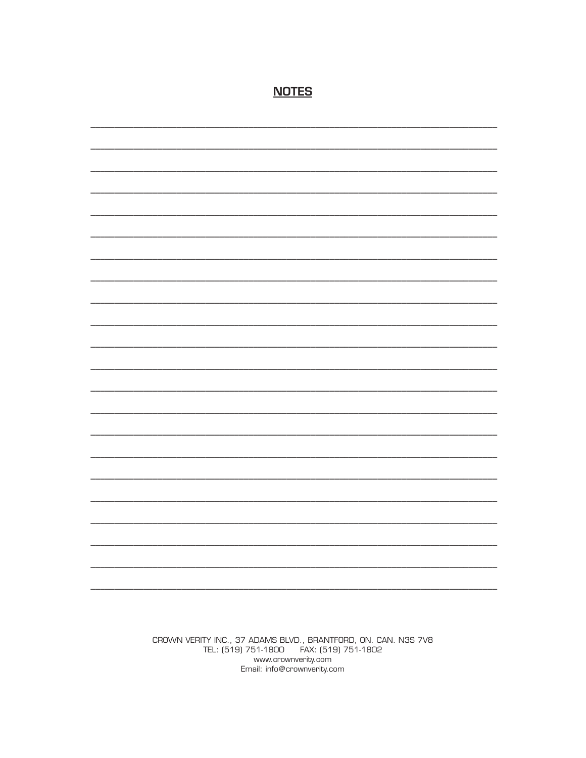## NOTES

CROWN VERITY INC., 37 ADAMS BLVD., BRANTFORD, ON. CAN. N3S 7V8
TEL: (519) 751-1800 FAX: (519) 751-1802
www.crownverity.com
Email: info@crownverity.com